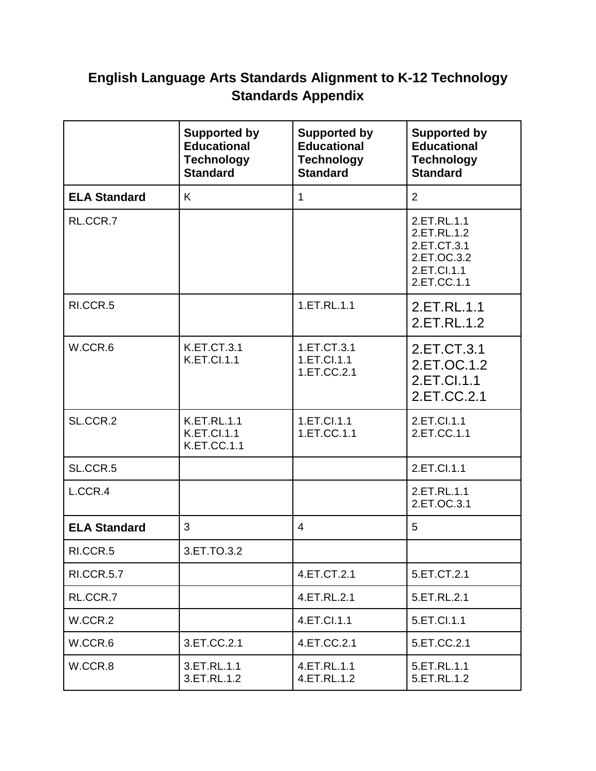# English Language Arts Standards Alignment to K-12 Technology Standards Appendix

| | Supported by Educational Technology Standard | Supported by Educational Technology Standard | Supported by Educational Technology Standard |
|---|---|---|---|
| **ELA Standard** | K | 1 | 2 |
| RL.CCR.7 | | | 2.ET.RL.1.1<br>2.ET.RL.1.2<br>2.ET.CT.3.1<br>2.ET.OC.3.2<br>2.ET.CI.1.1<br>2.ET.CC.1.1 |
| RI.CCR.5 | | 1.ET.RL.1.1 | 2.ET.RL.1.1<br>2.ET.RL.1.2 |
| W.CCR.6 | K.ET.CT.3.1<br>K.ET.CI.1.1 | 1.ET.CT.3.1<br>1.ET.CI.1.1<br>1.ET.CC.2.1 | 2.ET.CT.3.1<br>2.ET.OC.1.2<br>2.ET.CI.1.1<br>2.ET.CC.2.1 |
| SL.CCR.2 | K.ET.RL.1.1<br>K.ET.CI.1.1<br>K.ET.CC.1.1 | 1.ET.CI.1.1<br>1.ET.CC.1.1 | 2.ET.CI.1.1<br>2.ET.CC.1.1 |
| SL.CCR.5 | | | 2.ET.CI.1.1 |
| L.CCR.4 | | | 2.ET.RL.1.1<br>2.ET.OC.3.1 |
| **ELA Standard** | 3 | 4 | 5 |
| RI.CCR.5 | 3.ET.TO.3.2 | | |
| RI.CCR.5.7 | | 4.ET.CT.2.1 | 5.ET.CT.2.1 |
| RL.CCR.7 | | 4.ET.RL.2.1 | 5.ET.RL.2.1 |
| W.CCR.2 | | 4.ET.CI.1.1 | 5.ET.CI.1.1 |
| W.CCR.6 | 3.ET.CC.2.1 | 4.ET.CC.2.1 | 5.ET.CC.2.1 |
| W.CCR.8 | 3.ET.RL.1.1<br>3.ET.RL.1.2 | 4.ET.RL.1.1<br>4.ET.RL.1.2 | 5.ET.RL.1.1<br>5.ET.RL.1.2 |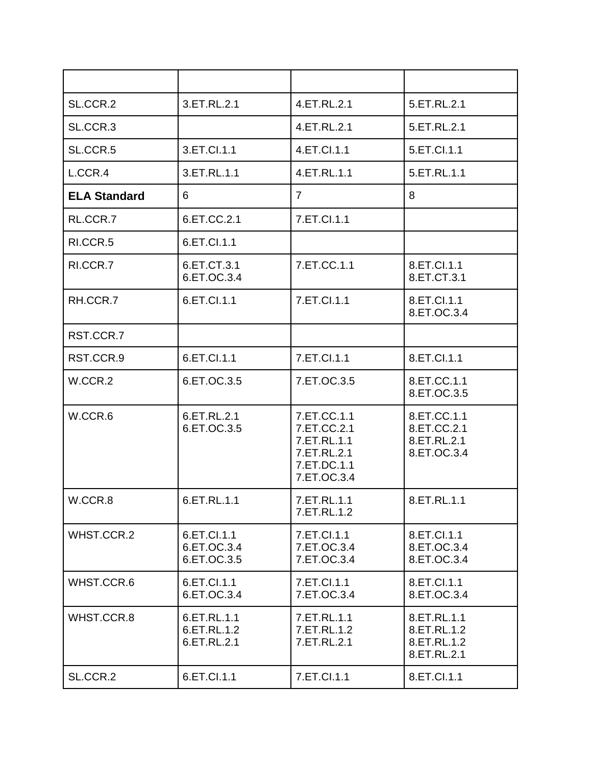| | | | |
|---|---|---|---|
| SL.CCR.2 | 3.ET.RL.2.1 | 4.ET.RL.2.1 | 5.ET.RL.2.1 |
| SL.CCR.3 | | 4.ET.RL.2.1 | 5.ET.RL.2.1 |
| SL.CCR.5 | 3.ET.CI.1.1 | 4.ET.CI.1.1 | 5.ET.CI.1.1 |
| L.CCR.4 | 3.ET.RL.1.1 | 4.ET.RL.1.1 | 5.ET.RL.1.1 |
| **ELA Standard** | 6 | 7 | 8 |
| RL.CCR.7 | 6.ET.CC.2.1 | 7.ET.CI.1.1 | |
| RI.CCR.5 | 6.ET.CI.1.1 | | |
| RI.CCR.7 | 6.ET.CT.3.1<br>6.ET.OC.3.4 | 7.ET.CC.1.1 | 8.ET.CI.1.1<br>8.ET.CT.3.1 |
| RH.CCR.7 | 6.ET.CI.1.1 | 7.ET.CI.1.1 | 8.ET.CI.1.1<br>8.ET.OC.3.4 |
| RST.CCR.7 | | | |
| RST.CCR.9 | 6.ET.CI.1.1 | 7.ET.CI.1.1 | 8.ET.CI.1.1 |
| W.CCR.2 | 6.ET.OC.3.5 | 7.ET.OC.3.5 | 8.ET.CC.1.1<br>8.ET.OC.3.5 |
| W.CCR.6 | 6.ET.RL.2.1<br>6.ET.OC.3.5 | 7.ET.CC.1.1<br>7.ET.CC.2.1<br>7.ET.RL.1.1<br>7.ET.RL.2.1<br>7.ET.DC.1.1<br>7.ET.OC.3.4 | 8.ET.CC.1.1<br>8.ET.CC.2.1<br>8.ET.RL.2.1<br>8.ET.OC.3.4 |
| W.CCR.8 | 6.ET.RL.1.1 | 7.ET.RL.1.1<br>7.ET.RL.1.2 | 8.ET.RL.1.1 |
| WHST.CCR.2 | 6.ET.CI.1.1<br>6.ET.OC.3.4<br>6.ET.OC.3.5 | 7.ET.CI.1.1<br>7.ET.OC.3.4<br>7.ET.OC.3.4 | 8.ET.CI.1.1<br>8.ET.OC.3.4<br>8.ET.OC.3.4 |
| WHST.CCR.6 | 6.ET.CI.1.1<br>6.ET.OC.3.4 | 7.ET.CI.1.1<br>7.ET.OC.3.4 | 8.ET.CI.1.1<br>8.ET.OC.3.4 |
| WHST.CCR.8 | 6.ET.RL.1.1<br>6.ET.RL.1.2<br>6.ET.RL.2.1 | 7.ET.RL.1.1<br>7.ET.RL.1.2<br>7.ET.RL.2.1 | 8.ET.RL.1.1<br>8.ET.RL.1.2<br>8.ET.RL.1.2<br>8.ET.RL.2.1 |
| SL.CCR.2 | 6.ET.CI.1.1 | 7.ET.CI.1.1 | 8.ET.CI.1.1 |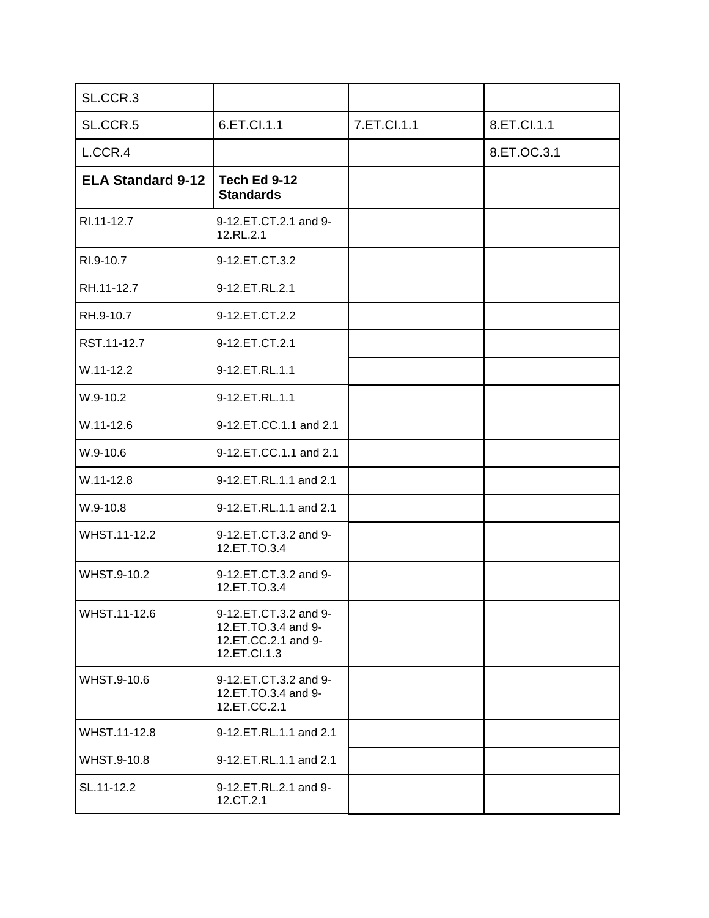| SL.CCR.3 | | | |
|---|---|---|---|
| SL.CCR.5 | 6.ET.CI.1.1 | 7.ET.CI.1.1 | 8.ET.CI.1.1 |
| L.CCR.4 | | | 8.ET.OC.3.1 |
| **ELA Standard 9-12** | **Tech Ed 9-12 Standards** | | |
| RI.11-12.7 | 9-12.ET.CT.2.1 and 9-12.RL.2.1 | | |
| RI.9-10.7 | 9-12.ET.CT.3.2 | | |
| RH.11-12.7 | 9-12.ET.RL.2.1 | | |
| RH.9-10.7 | 9-12.ET.CT.2.2 | | |
| RST.11-12.7 | 9-12.ET.CT.2.1 | | |
| W.11-12.2 | 9-12.ET.RL.1.1 | | |
| W.9-10.2 | 9-12.ET.RL.1.1 | | |
| W.11-12.6 | 9-12.ET.CC.1.1 and 2.1 | | |
| W.9-10.6 | 9-12.ET.CC.1.1 and 2.1 | | |
| W.11-12.8 | 9-12.ET.RL.1.1 and 2.1 | | |
| W.9-10.8 | 9-12.ET.RL.1.1 and 2.1 | | |
| WHST.11-12.2 | 9-12.ET.CT.3.2 and 9-12.ET.TO.3.4 | | |
| WHST.9-10.2 | 9-12.ET.CT.3.2 and 9-12.ET.TO.3.4 | | |
| WHST.11-12.6 | 9-12.ET.CT.3.2 and 9-12.ET.TO.3.4 and 9-12.ET.CC.2.1 and 9-12.ET.CI.1.3 | | |
| WHST.9-10.6 | 9-12.ET.CT.3.2 and 9-12.ET.TO.3.4 and 9-12.ET.CC.2.1 | | |
| WHST.11-12.8 | 9-12.ET.RL.1.1 and 2.1 | | |
| WHST.9-10.8 | 9-12.ET.RL.1.1 and 2.1 | | |
| SL.11-12.2 | 9-12.ET.RL.2.1 and 9-12.CT.2.1 | | |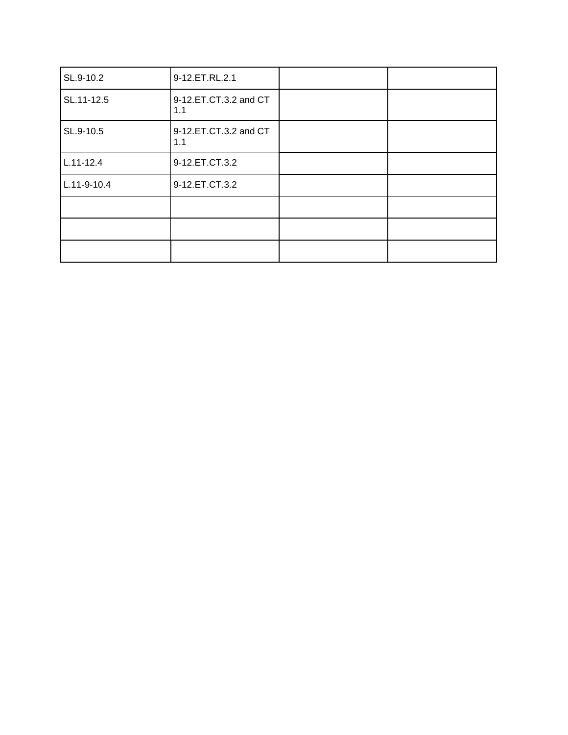| | | | |
|---|---|---|---|
| SL.9-10.2 | 9-12.ET.RL.2.1 | | |
| SL.11-12.5 | 9-12.ET.CT.3.2 and CT 1.1 | | |
| SL.9-10.5 | 9-12.ET.CT.3.2 and CT 1.1 | | |
| L.11-12.4 | 9-12.ET.CT.3.2 | | |
| L.11-9-10.4 | 9-12.ET.CT.3.2 | | |
| | | | |
| | | | |
| | | | |